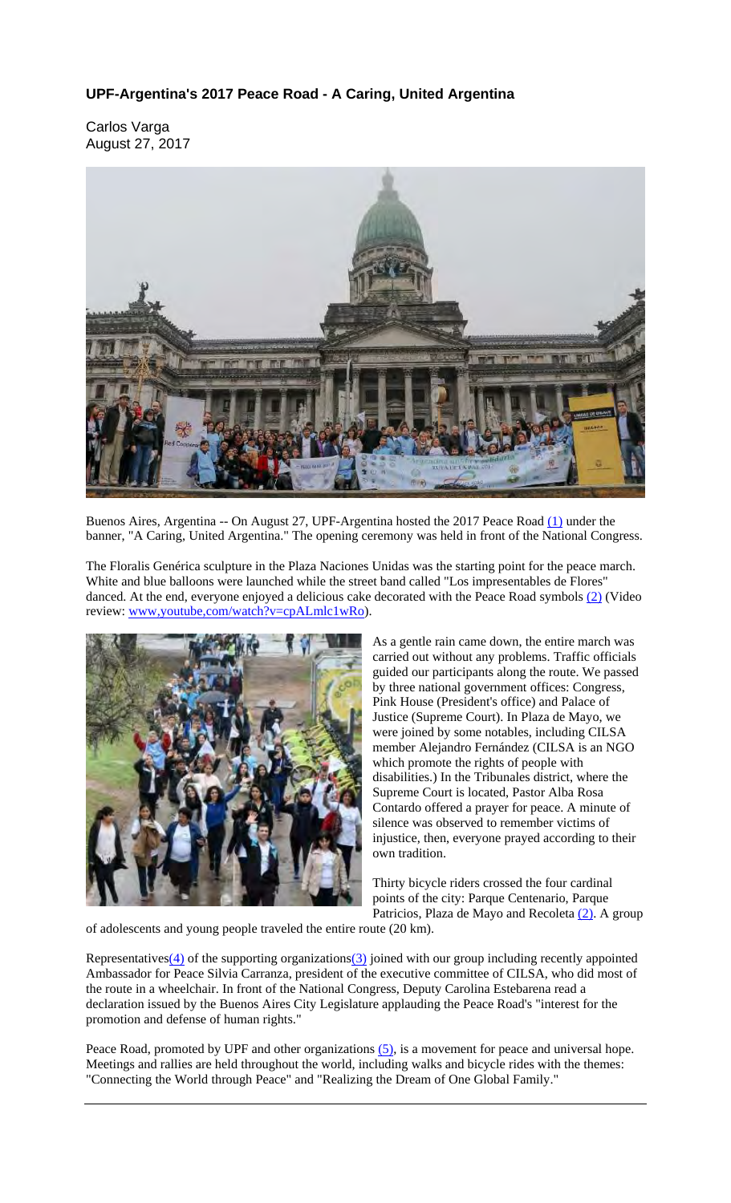# UPF-Argentina's 2017 Peace Road - A Caring, United Argentina

Carlos Varga
August 27, 2017

Buenos Aires, Argentina -- On August 27, UPF-Argentina hosted the 2017 Peace Road (1) under the banner, "A Caring, United Argentina." The opening ceremony was held in front of the National Congress.

The Floralis Genérica sculpture in the Plaza Naciones Unidas was the starting point for the peace march. White and blue balloons were launched while the street band called "Los impresentables de Flores" danced. At the end, everyone enjoyed a delicious cake decorated with the Peace Road symbols (2) (Video review: www,youtube,com/watch?v=cpALmlc1wRo).

As a gentle rain came down, the entire march was carried out without any problems. Traffic officials guided our participants along the route. We passed by three national government offices: Congress, Pink House (President's office) and Palace of Justice (Supreme Court). In Plaza de Mayo, we were joined by some notables, including CILSA member Alejandro Fernández (CILSA is an NGO which promote the rights of people with disabilities.) In the Tribunales district, where the Supreme Court is located, Pastor Alba Rosa Contardo offered a prayer for peace. A minute of silence was observed to remember victims of injustice, then, everyone prayed according to their own tradition.

Thirty bicycle riders crossed the four cardinal points of the city: Parque Centenario, Parque Patricios, Plaza de Mayo and Recoleta (2). A group of adolescents and young people traveled the entire route (20 km).

Representatives(4) of the supporting organizations(3) joined with our group including recently appointed Ambassador for Peace Silvia Carranza, president of the executive committee of CILSA, who did most of the route in a wheelchair. In front of the National Congress, Deputy Carolina Estebarena read a declaration issued by the Buenos Aires City Legislature applauding the Peace Road's "interest for the promotion and defense of human rights."

Peace Road, promoted by UPF and other organizations (5), is a movement for peace and universal hope. Meetings and rallies are held throughout the world, including walks and bicycle rides with the themes: "Connecting the World through Peace" and "Realizing the Dream of One Global Family."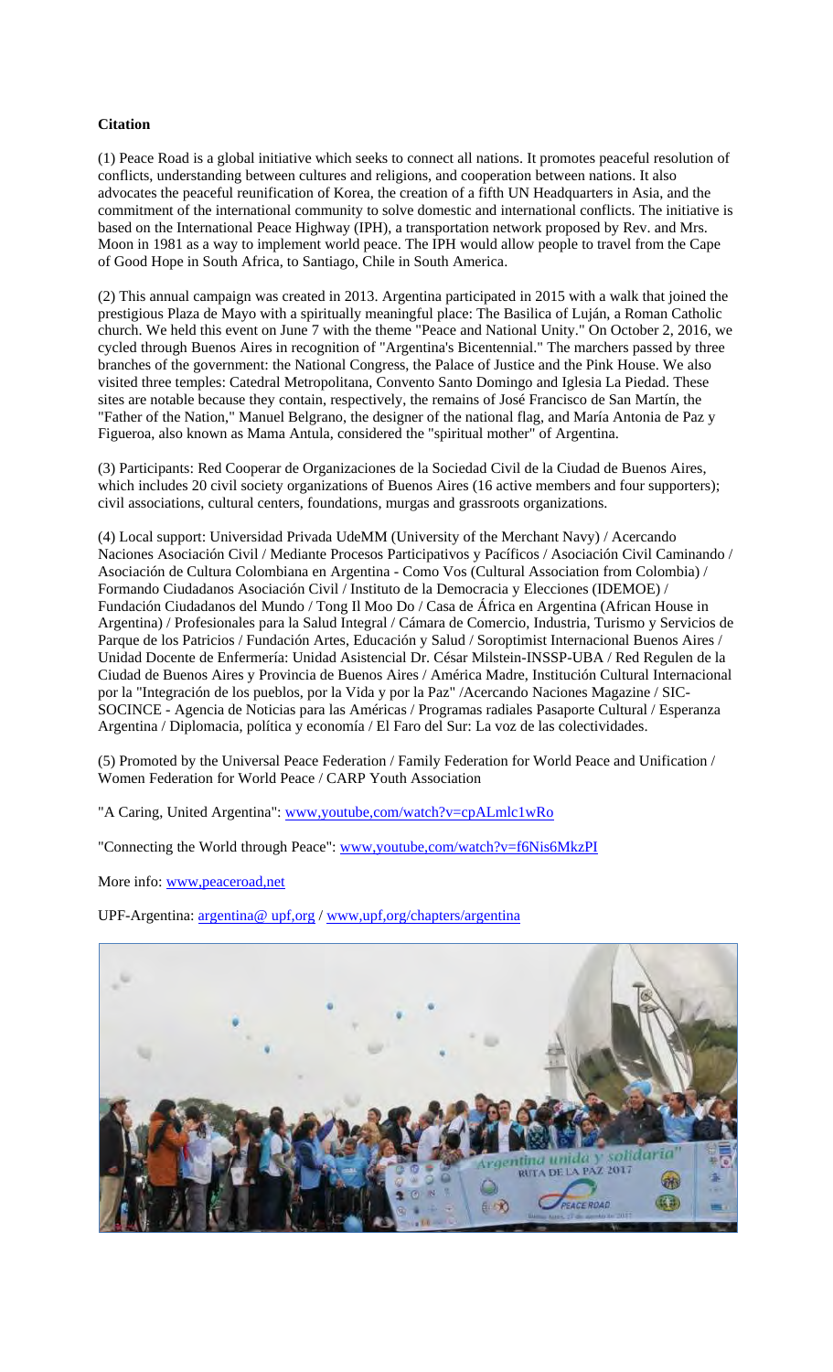**Citation**

(1) Peace Road is a global initiative which seeks to connect all nations. It promotes peaceful resolution of conflicts, understanding between cultures and religions, and cooperation between nations. It also advocates the peaceful reunification of Korea, the creation of a fifth UN Headquarters in Asia, and the commitment of the international community to solve domestic and international conflicts. The initiative is based on the International Peace Highway (IPH), a transportation network proposed by Rev. and Mrs. Moon in 1981 as a way to implement world peace. The IPH would allow people to travel from the Cape of Good Hope in South Africa, to Santiago, Chile in South America.

(2) This annual campaign was created in 2013. Argentina participated in 2015 with a walk that joined the prestigious Plaza de Mayo with a spiritually meaningful place: The Basilica of Luján, a Roman Catholic church. We held this event on June 7 with the theme "Peace and National Unity." On October 2, 2016, we cycled through Buenos Aires in recognition of "Argentina's Bicentennial." The marchers passed by three branches of the government: the National Congress, the Palace of Justice and the Pink House. We also visited three temples: Catedral Metropolitana, Convento Santo Domingo and Iglesia La Piedad. These sites are notable because they contain, respectively, the remains of José Francisco de San Martín, the "Father of the Nation," Manuel Belgrano, the designer of the national flag, and María Antonia de Paz y Figueroa, also known as Mama Antula, considered the "spiritual mother" of Argentina.

(3) Participants: Red Cooperar de Organizaciones de la Sociedad Civil de la Ciudad de Buenos Aires, which includes 20 civil society organizations of Buenos Aires (16 active members and four supporters); civil associations, cultural centers, foundations, murgas and grassroots organizations.

(4) Local support: Universidad Privada UdeMM (University of the Merchant Navy) / Acercando Naciones Asociación Civil / Mediante Procesos Participativos y Pacíficos / Asociación Civil Caminando / Asociación de Cultura Colombiana en Argentina - Como Vos (Cultural Association from Colombia) / Formando Ciudadanos Asociación Civil / Instituto de la Democracia y Elecciones (IDEMOE) / Fundación Ciudadanos del Mundo / Tong Il Moo Do / Casa de África en Argentina (African House in Argentina) / Profesionales para la Salud Integral / Cámara de Comercio, Industria, Turismo y Servicios de Parque de los Patricios / Fundación Artes, Educación y Salud / Soroptimist Internacional Buenos Aires / Unidad Docente de Enfermería: Unidad Asistencial Dr. César Milstein-INSSP-UBA / Red Regulen de la Ciudad de Buenos Aires y Provincia de Buenos Aires / América Madre, Institución Cultural Internacional por la "Integración de los pueblos, por la Vida y por la Paz" /Acercando Naciones Magazine / SIC-SOCINCE - Agencia de Noticias para las Américas / Programas radiales Pasaporte Cultural / Esperanza Argentina / Diplomacia, política y economía / El Faro del Sur: La voz de las colectividades.

(5) Promoted by the Universal Peace Federation / Family Federation for World Peace and Unification / Women Federation for World Peace / CARP Youth Association

"A Caring, United Argentina": www,youtube,com/watch?v=cpALmlc1wRo

"Connecting the World through Peace": www,youtube,com/watch?v=f6Nis6MkzPI

More info: www,peaceroad,net

UPF-Argentina: argentina@ upf,org / www,upf,org/chapters/argentina